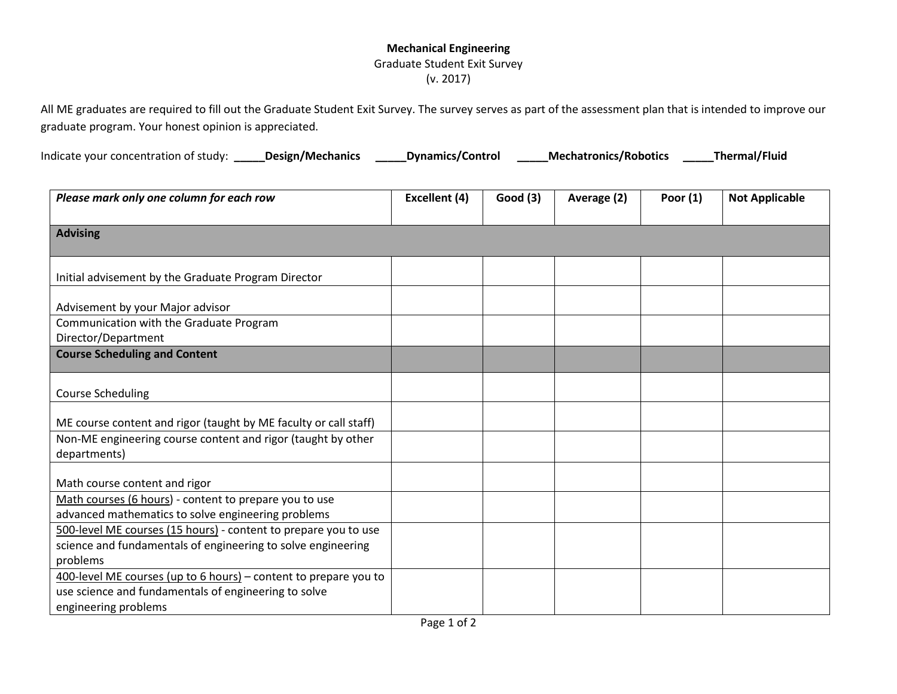**Mechanical Engineering**

Graduate Student Exit Survey

(v. 2017)

All ME graduates are required to fill out the Graduate Student Exit Survey. The survey serves as part of the assessment plan that is intended to improve our graduate program. Your honest opinion is appreciated.

Indicate your concentration of study: **_____Design/Mechanics** **_____Dynamics/Control** **_____Mechatronics/Robotics** **_____Thermal/Fluid**

| ***Please mark only one column for each row*** | **Excellent (4)** | **Good (3)** | **Average (2)** | **Poor (1)** | **Not Applicable** |
|---|---|---|---|---|---|
| **Advising** | | | | | |
| Initial advisement by the Graduate Program Director | | | | | |
| Advisement by your Major advisor | | | | | |
| Communication with the Graduate Program Director/Department | | | | | |
| **Course Scheduling and Content** | | | | | |
| Course Scheduling | | | | | |
| ME course content and rigor (taught by ME faculty or call staff) | | | | | |
| Non-ME engineering course content and rigor (taught by other departments) | | | | | |
| Math course content and rigor | | | | | |
| <u>Math courses (6 hours)</u> - content to prepare you to use advanced mathematics to solve engineering problems | | | | | |
| <u>500-level ME courses (15 hours)</u> - content to prepare you to use science and fundamentals of engineering to solve engineering problems | | | | | |
| <u>400-level ME courses (up to 6 hours)</u> – content to prepare you to use science and fundamentals of engineering to solve engineering problems | | | | | |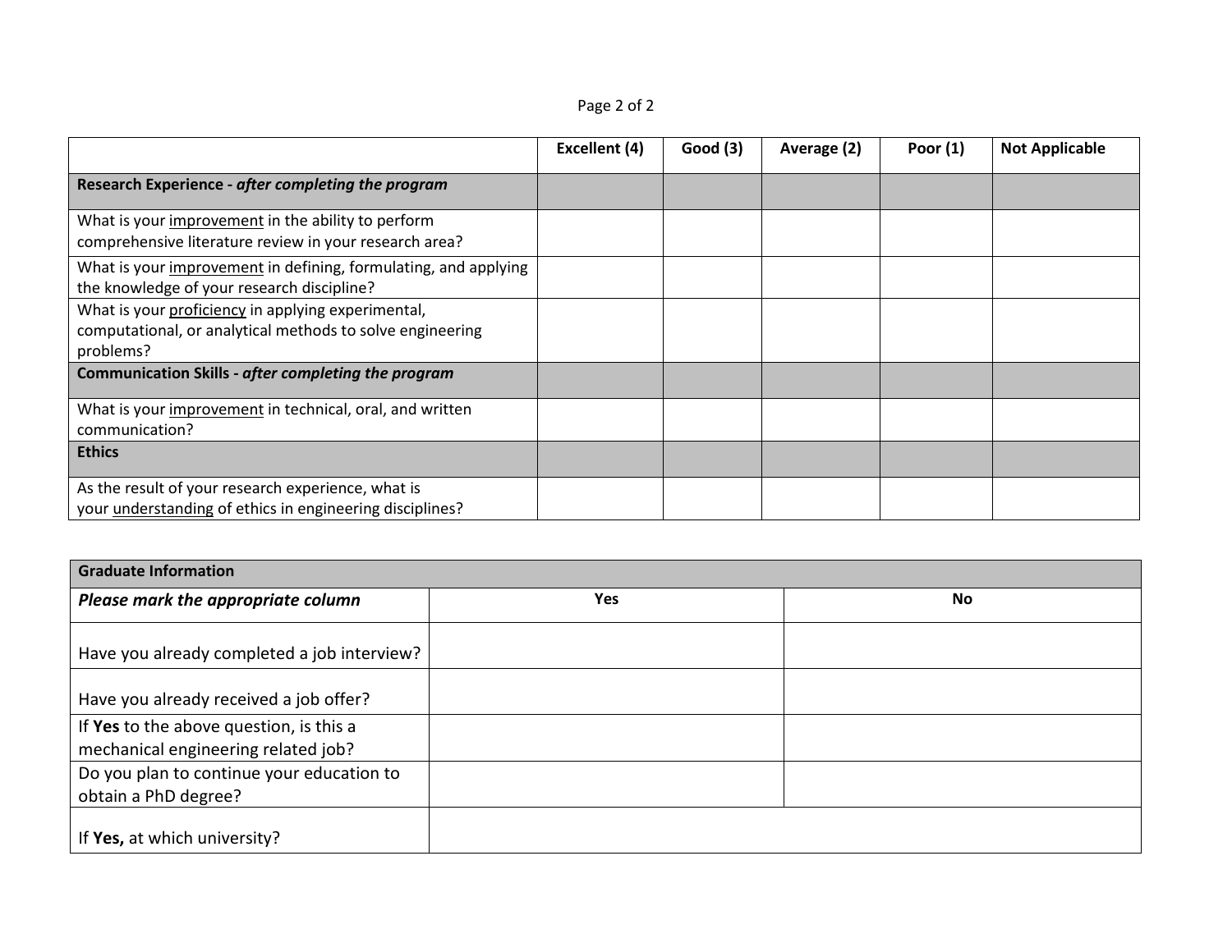| | Excellent (4) | Good (3) | Average (2) | Poor (1) | Not Applicable |
|---|---|---|---|---|---|
| **Research Experience -** ***after completing the program*** | | | | | |
| What is your <u>improvement</u> in the ability to perform comprehensive literature review in your research area? | | | | | |
| What is your <u>improvement</u> in defining, formulating, and applying the knowledge of your research discipline? | | | | | |
| What is your <u>proficiency</u> in applying experimental, computational, or analytical methods to solve engineering problems? | | | | | |
| **Communication Skills -** ***after completing the program*** | | | | | |
| What is your <u>improvement</u> in technical, oral, and written communication? | | | | | |
| **Ethics** | | | | | |
| As the result of your research experience, what is your <u>understanding</u> of ethics in engineering disciplines? | | | | | |

| **Graduate Information** | | |
|---|---|---|
| ***Please mark the appropriate column*** | **Yes** | **No** |
| Have you already completed a job interview? | | |
| Have you already received a job offer? | | |
| If **Yes** to the above question, is this a mechanical engineering related job? | | |
| Do you plan to continue your education to obtain a PhD degree? | | |
| If **Yes,** at which university? | | |